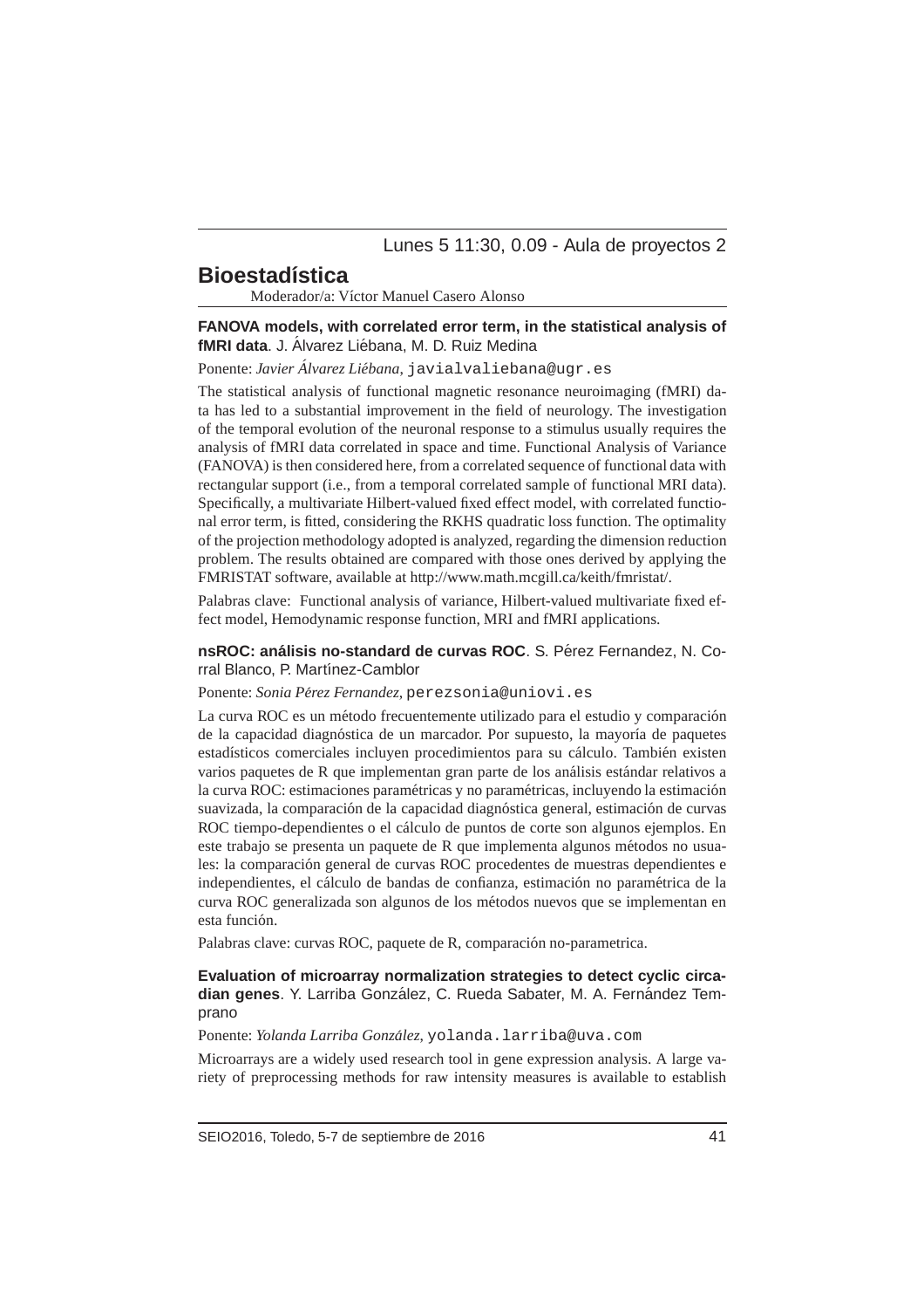Lunes 5 11:30, 0.09 - Aula de proyectos 2

## Bioestadística

Moderador/a: Víctor Manuel Casero Alonso

**FANOVA models, with correlated error term, in the statistical analysis of fMRI data**. J. Álvarez Liébana, M. D. Ruiz Medina

Ponente: *Javier Álvarez Liébana*, javialvaliebana@ugr.es

The statistical analysis of functional magnetic resonance neuroimaging (fMRI) data has led to a substantial improvement in the field of neurology. The investigation of the temporal evolution of the neuronal response to a stimulus usually requires the analysis of fMRI data correlated in space and time. Functional Analysis of Variance (FANOVA) is then considered here, from a correlated sequence of functional data with rectangular support (i.e., from a temporal correlated sample of functional MRI data). Specifically, a multivariate Hilbert-valued fixed effect model, with correlated functional error term, is fitted, considering the RKHS quadratic loss function. The optimality of the projection methodology adopted is analyzed, regarding the dimension reduction problem. The results obtained are compared with those ones derived by applying the FMRISTAT software, available at http://www.math.mcgill.ca/keith/fmristat/.

Palabras clave: Functional analysis of variance, Hilbert-valued multivariate fixed effect model, Hemodynamic response function, MRI and fMRI applications.

**nsROC: análisis no-standard de curvas ROC**. S. Pérez Fernandez, N. Corral Blanco, P. Martínez-Camblor

Ponente: *Sonia Pérez Fernandez*, perezsonia@uniovi.es

La curva ROC es un método frecuentemente utilizado para el estudio y comparación de la capacidad diagnóstica de un marcador. Por supuesto, la mayoría de paquetes estadísticos comerciales incluyen procedimientos para su cálculo. También existen varios paquetes de R que implementan gran parte de los análisis estándar relativos a la curva ROC: estimaciones paramétricas y no paramétricas, incluyendo la estimación suavizada, la comparación de la capacidad diagnóstica general, estimación de curvas ROC tiempo-dependientes o el cálculo de puntos de corte son algunos ejemplos. En este trabajo se presenta un paquete de R que implementa algunos métodos no usuales: la comparación general de curvas ROC procedentes de muestras dependientes e independientes, el cálculo de bandas de confianza, estimación no paramétrica de la curva ROC generalizada son algunos de los métodos nuevos que se implementan en esta función.

Palabras clave: curvas ROC, paquete de R, comparación no-parametrica.

**Evaluation of microarray normalization strategies to detect cyclic circadian genes**. Y. Larriba González, C. Rueda Sabater, M. A. Fernández Temprano

Ponente: *Yolanda Larriba González*, yolanda.larriba@uva.com

Microarrays are a widely used research tool in gene expression analysis. A large variety of preprocessing methods for raw intensity measures is available to establish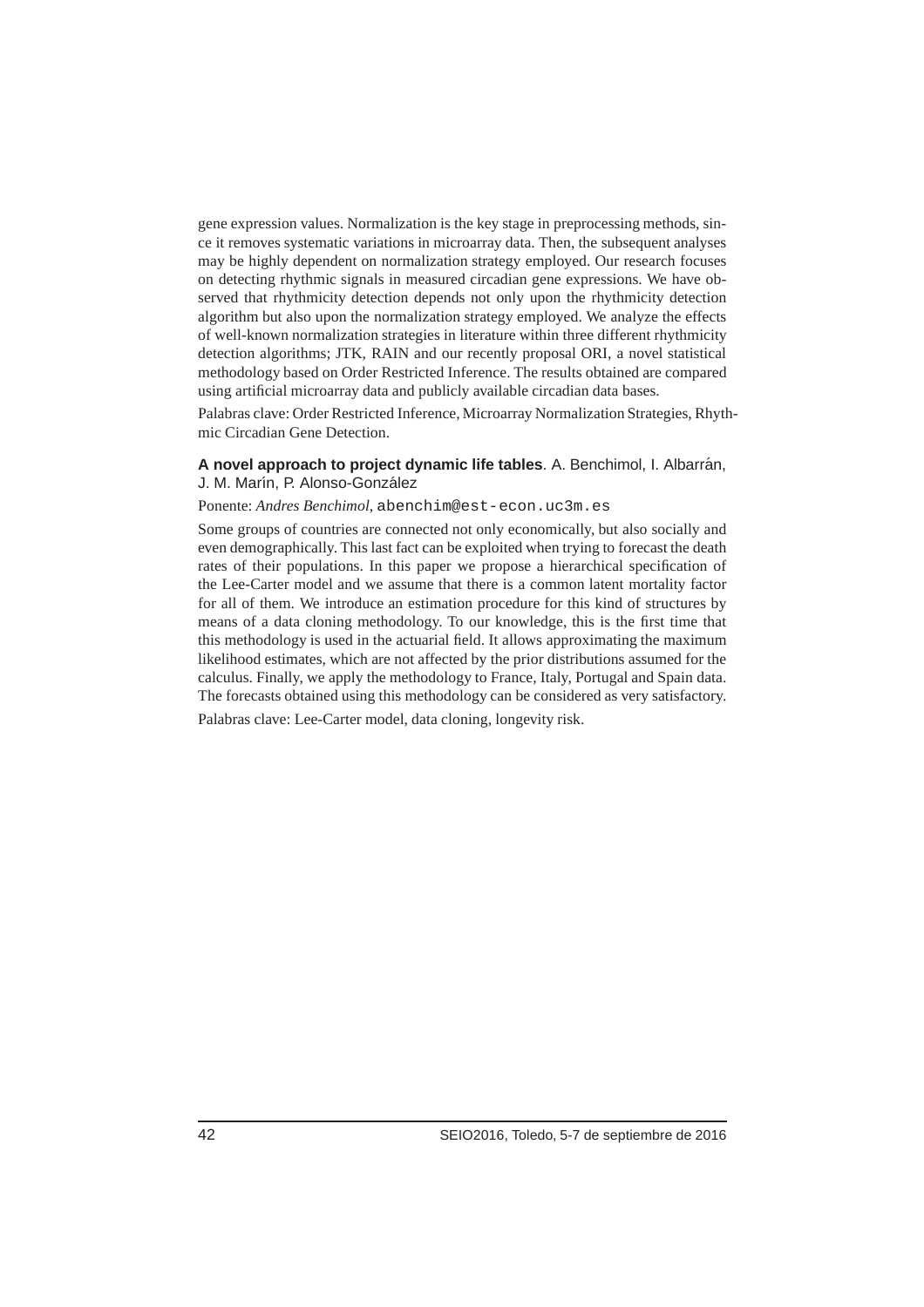gene expression values. Normalization is the key stage in preprocessing methods, since it removes systematic variations in microarray data. Then, the subsequent analyses may be highly dependent on normalization strategy employed. Our research focuses on detecting rhythmic signals in measured circadian gene expressions. We have observed that rhythmicity detection depends not only upon the rhythmicity detection algorithm but also upon the normalization strategy employed. We analyze the effects of well-known normalization strategies in literature within three different rhythmicity detection algorithms; JTK, RAIN and our recently proposal ORI, a novel statistical methodology based on Order Restricted Inference. The results obtained are compared using artificial microarray data and publicly available circadian data bases.

Palabras clave: Order Restricted Inference, Microarray Normalization Strategies, Rhythmic Circadian Gene Detection.

**A novel approach to project dynamic life tables**. A. Benchimol, I. Albarrán, J. M. Marín, P. Alonso-González

Ponente: *Andres Benchimol*, `abenchim@est-econ.uc3m.es`

Some groups of countries are connected not only economically, but also socially and even demographically. This last fact can be exploited when trying to forecast the death rates of their populations. In this paper we propose a hierarchical specification of the Lee-Carter model and we assume that there is a common latent mortality factor for all of them. We introduce an estimation procedure for this kind of structures by means of a data cloning methodology. To our knowledge, this is the first time that this methodology is used in the actuarial field. It allows approximating the maximum likelihood estimates, which are not affected by the prior distributions assumed for the calculus. Finally, we apply the methodology to France, Italy, Portugal and Spain data. The forecasts obtained using this methodology can be considered as very satisfactory.

Palabras clave: Lee-Carter model, data cloning, longevity risk.